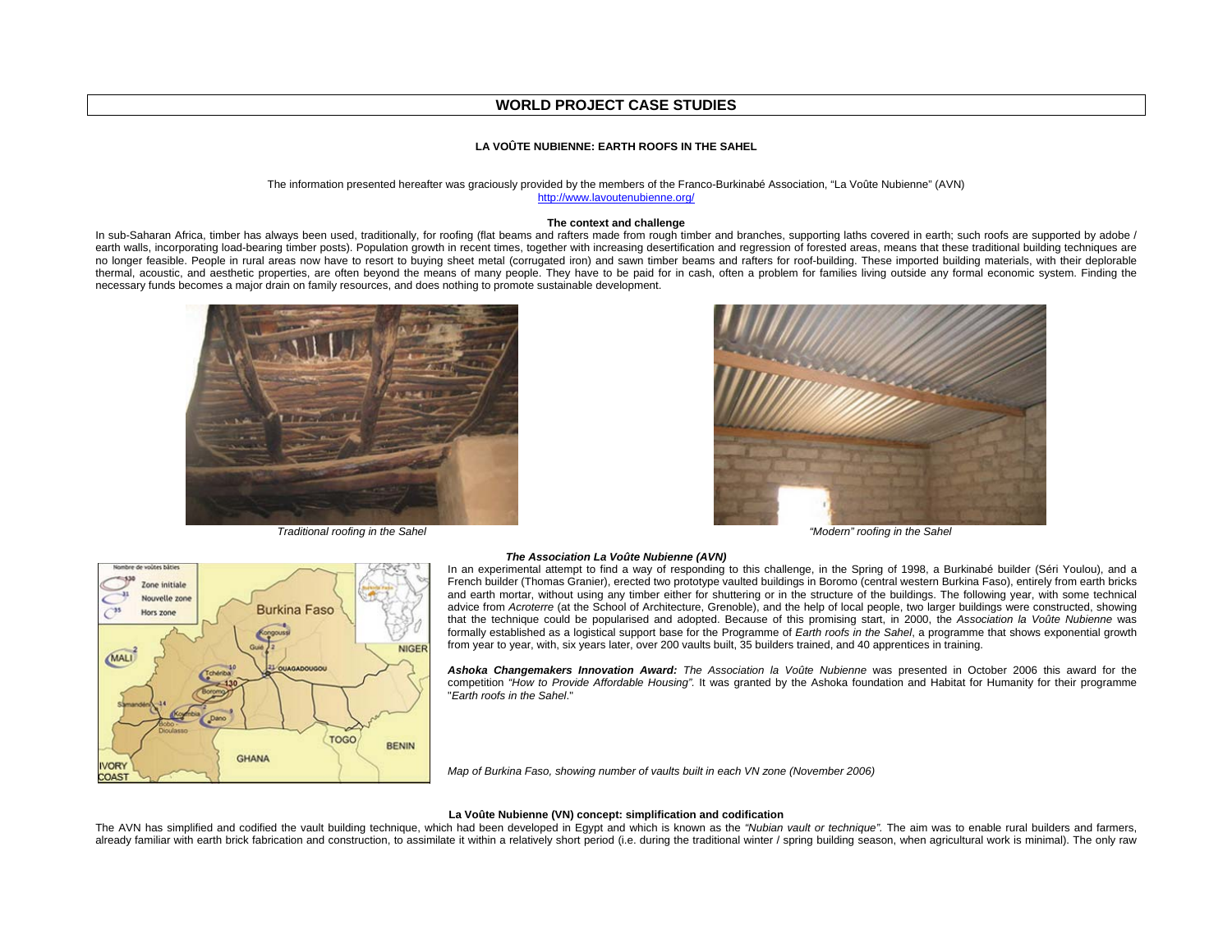# WORLD PROJECT CASE STUDIES

## LA VOÛTE NUBIENNE: EARTH ROOFS IN THE SAHEL

The information presented hereafter was graciously provided by the members of the Franco-Burkinabé Association, "La Voûte Nubienne" (AVN)
http://www.lavoutenubienne.org/

### The context and challenge

In sub-Saharan Africa, timber has always been used, traditionally, for roofing (flat beams and rafters made from rough timber and branches, supporting laths covered in earth; such roofs are supported by adobe / earth walls, incorporating load-bearing timber posts). Population growth in recent times, together with increasing desertification and regression of forested areas, means that these traditional building techniques are no longer feasible. People in rural areas now have to resort to buying sheet metal (corrugated iron) and sawn timber beams and rafters for roof-building. These imported building materials, with their deplorable thermal, acoustic, and aesthetic properties, are often beyond the means of many people. They have to be paid for in cash, often a problem for families living outside any formal economic system. Finding the necessary funds becomes a major drain on family resources, and does nothing to promote sustainable development.

*Traditional roofing in the Sahel*

*"Modern" roofing in the Sahel*

### *The Association La Voûte Nubienne (AVN)*

In an experimental attempt to find a way of responding to this challenge, in the Spring of 1998, a Burkinabé builder (Séri Youlou), and a French builder (Thomas Granier), erected two prototype vaulted buildings in Boromo (central western Burkina Faso), entirely from earth bricks and earth mortar, without using any timber either for shuttering or in the structure of the buildings. The following year, with some technical advice from *Acroterre* (at the School of Architecture, Grenoble), and the help of local people, two larger buildings were constructed, showing that the technique could be popularised and adopted. Because of this promising start, in 2000, the *Association la Voûte Nubienne* was formally established as a logistical support base for the Programme of *Earth roofs in the Sahel*, a programme that shows exponential growth from year to year, with, six years later, over 200 vaults built, 35 builders trained, and 40 apprentices in training.

***Ashoka Changemakers Innovation Award:*** *The Association la Voûte Nubienne* was presented in October 2006 this award for the competition *"How to Provide Affordable Housing".* It was granted by the Ashoka foundation and Habitat for Humanity for their programme "*Earth roofs in the Sahel*."

*Map of Burkina Faso, showing number of vaults built in each VN zone (November 2006)*

### La Voûte Nubienne (VN) concept: simplification and codification

The AVN has simplified and codified the vault building technique, which had been developed in Egypt and which is known as the *"Nubian vault or technique"*. The aim was to enable rural builders and farmers, already familiar with earth brick fabrication and construction, to assimilate it within a relatively short period (i.e. during the traditional winter / spring building season, when agricultural work is minimal). The only raw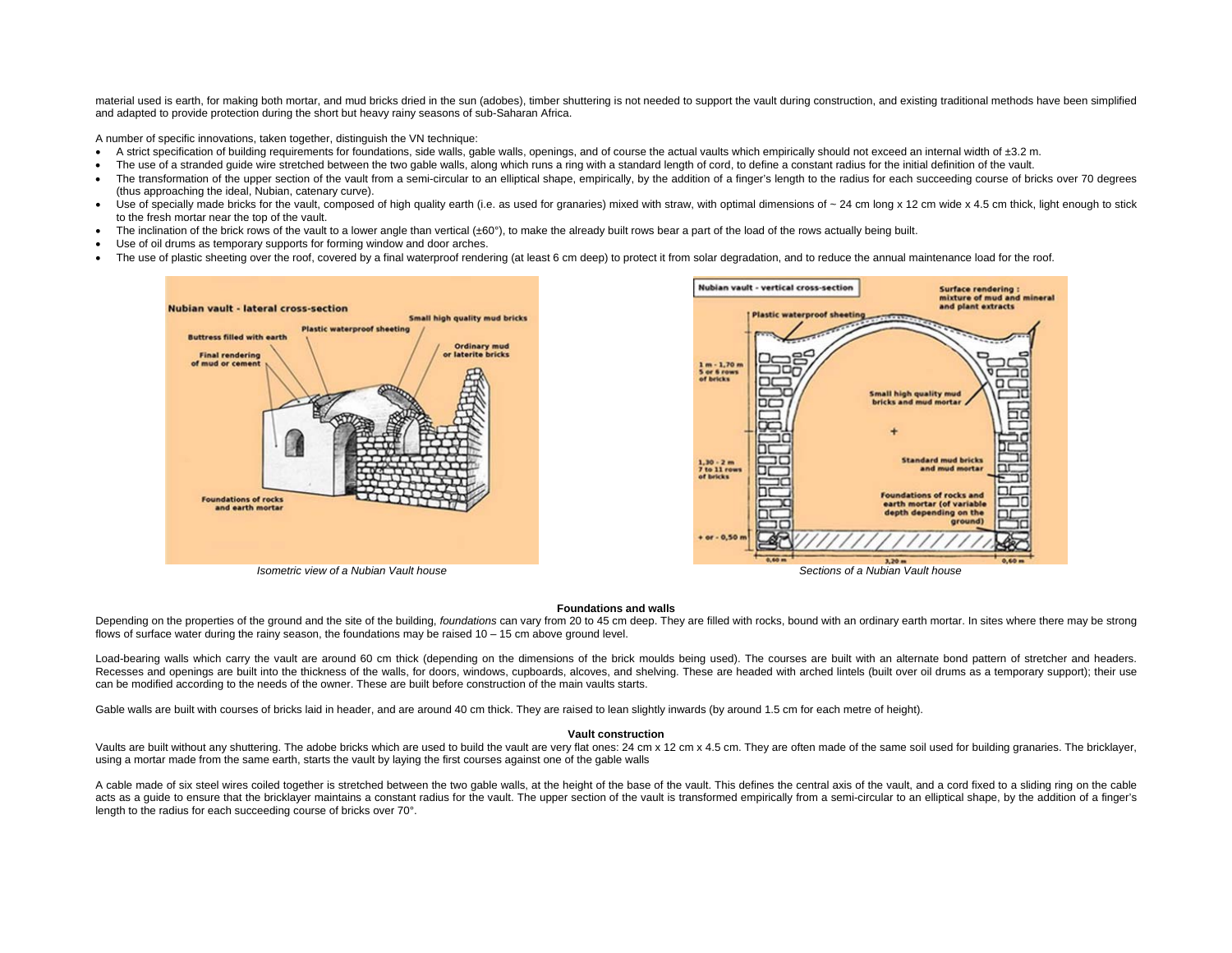material used is earth, for making both mortar, and mud bricks dried in the sun (adobes), timber shuttering is not needed to support the vault during construction, and existing traditional methods have been simplified and adapted to provide protection during the short but heavy rainy seasons of sub-Saharan Africa.

A number of specific innovations, taken together, distinguish the VN technique:

- A strict specification of building requirements for foundations, side walls, gable walls, openings, and of course the actual vaults which empirically should not exceed an internal width of ±3.2 m.
- The use of a stranded guide wire stretched between the two gable walls, along which runs a ring with a standard length of cord, to define a constant radius for the initial definition of the vault.
- The transformation of the upper section of the vault from a semi-circular to an elliptical shape, empirically, by the addition of a finger's length to the radius for each succeeding course of bricks over 70 degrees (thus approaching the ideal, Nubian, catenary curve).
- Use of specially made bricks for the vault, composed of high quality earth (i.e. as used for granaries) mixed with straw, with optimal dimensions of ~ 24 cm long x 12 cm wide x 4.5 cm thick, light enough to stick to the fresh mortar near the top of the vault.
- The inclination of the brick rows of the vault to a lower angle than vertical (±60°), to make the already built rows bear a part of the load of the rows actually being built.
- Use of oil drums as temporary supports for forming window and door arches.
- The use of plastic sheeting over the roof, covered by a final waterproof rendering (at least 6 cm deep) to protect it from solar degradation, and to reduce the annual maintenance load for the roof.

*Isometric view of a Nubian Vault house*

*Sections of a Nubian Vault house*

### Foundations and walls

Depending on the properties of the ground and the site of the building, *foundations* can vary from 20 to 45 cm deep. They are filled with rocks, bound with an ordinary earth mortar. In sites where there may be strong flows of surface water during the rainy season, the foundations may be raised 10 – 15 cm above ground level.

Load-bearing walls which carry the vault are around 60 cm thick (depending on the dimensions of the brick moulds being used). The courses are built with an alternate bond pattern of stretcher and headers. Recesses and openings are built into the thickness of the walls, for doors, windows, cupboards, alcoves, and shelving. These are headed with arched lintels (built over oil drums as a temporary support); their use can be modified according to the needs of the owner. These are built before construction of the main vaults starts.

Gable walls are built with courses of bricks laid in header, and are around 40 cm thick. They are raised to lean slightly inwards (by around 1.5 cm for each metre of height).

### Vault construction

Vaults are built without any shuttering. The adobe bricks which are used to build the vault are very flat ones: 24 cm x 12 cm x 4.5 cm. They are often made of the same soil used for building granaries. The bricklayer, using a mortar made from the same earth, starts the vault by laying the first courses against one of the gable walls

A cable made of six steel wires coiled together is stretched between the two gable walls, at the height of the base of the vault. This defines the central axis of the vault, and a cord fixed to a sliding ring on the cable acts as a guide to ensure that the bricklayer maintains a constant radius for the vault. The upper section of the vault is transformed empirically from a semi-circular to an elliptical shape, by the addition of a finger's length to the radius for each succeeding course of bricks over 70°.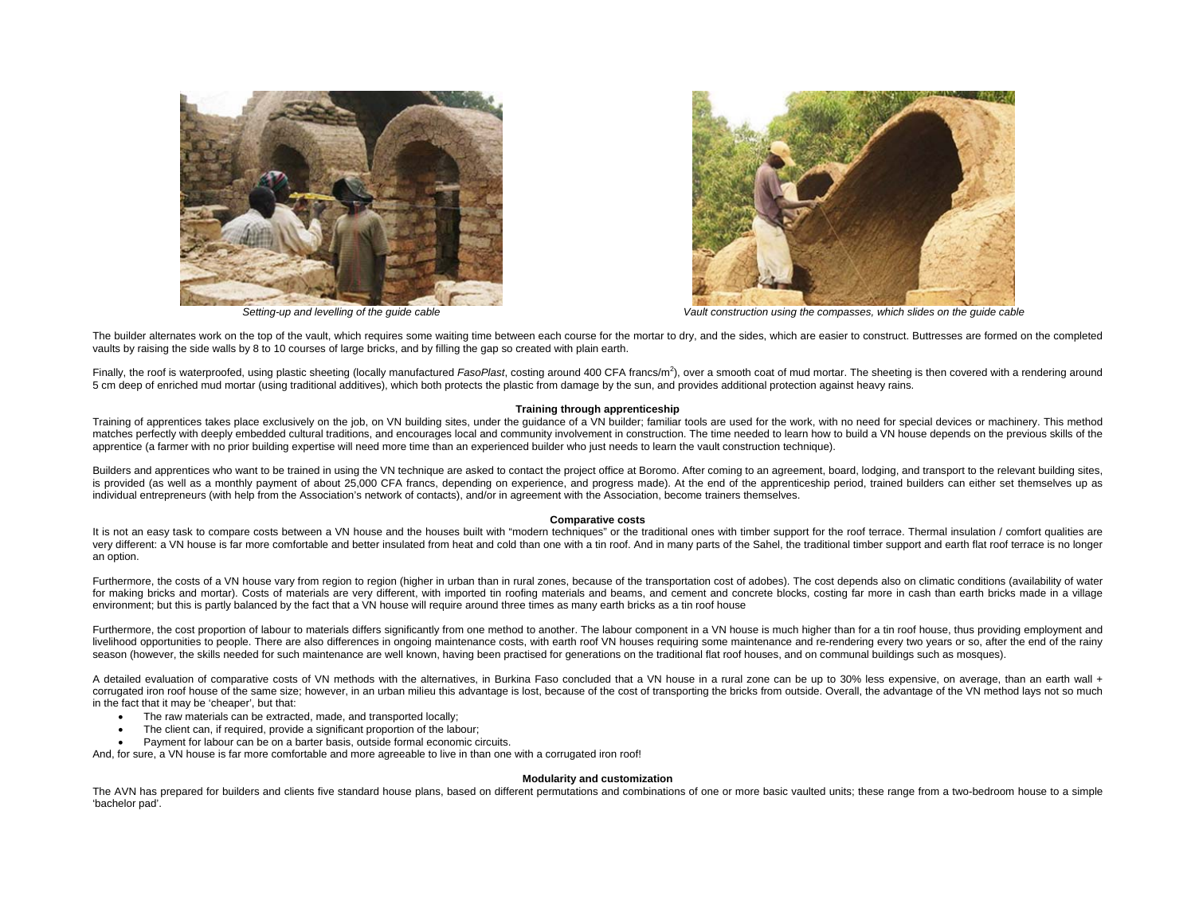*Setting-up and levelling of the guide cable*

*Vault construction using the compasses, which slides on the guide cable*

The builder alternates work on the top of the vault, which requires some waiting time between each course for the mortar to dry, and the sides, which are easier to construct. Buttresses are formed on the completed vaults by raising the side walls by 8 to 10 courses of large bricks, and by filling the gap so created with plain earth.

Finally, the roof is waterproofed, using plastic sheeting (locally manufactured *FasoPlast*, costing around 400 CFA francs/m$^2$), over a smooth coat of mud mortar. The sheeting is then covered with a rendering around 5 cm deep of enriched mud mortar (using traditional additives), which both protects the plastic from damage by the sun, and provides additional protection against heavy rains.

**Training through apprenticeship**

Training of apprentices takes place exclusively on the job, on VN building sites, under the guidance of a VN builder; familiar tools are used for the work, with no need for special devices or machinery. This method matches perfectly with deeply embedded cultural traditions, and encourages local and community involvement in construction. The time needed to learn how to build a VN house depends on the previous skills of the apprentice (a farmer with no prior building expertise will need more time than an experienced builder who just needs to learn the vault construction technique).

Builders and apprentices who want to be trained in using the VN technique are asked to contact the project office at Boromo. After coming to an agreement, board, lodging, and transport to the relevant building sites, is provided (as well as a monthly payment of about 25,000 CFA francs, depending on experience, and progress made). At the end of the apprenticeship period, trained builders can either set themselves up as individual entrepreneurs (with help from the Association's network of contacts), and/or in agreement with the Association, become trainers themselves.

**Comparative costs**

It is not an easy task to compare costs between a VN house and the houses built with "modern techniques" or the traditional ones with timber support for the roof terrace. Thermal insulation / comfort qualities are very different: a VN house is far more comfortable and better insulated from heat and cold than one with a tin roof. And in many parts of the Sahel, the traditional timber support and earth flat roof terrace is no longer an option.

Furthermore, the costs of a VN house vary from region to region (higher in urban than in rural zones, because of the transportation cost of adobes). The cost depends also on climatic conditions (availability of water for making bricks and mortar). Costs of materials are very different, with imported tin roofing materials and beams, and cement and concrete blocks, costing far more in cash than earth bricks made in a village environment; but this is partly balanced by the fact that a VN house will require around three times as many earth bricks as a tin roof house

Furthermore, the cost proportion of labour to materials differs significantly from one method to another. The labour component in a VN house is much higher than for a tin roof house, thus providing employment and livelihood opportunities to people. There are also differences in ongoing maintenance costs, with earth roof VN houses requiring some maintenance and re-rendering every two years or so, after the end of the rainy season (however, the skills needed for such maintenance are well known, having been practised for generations on the traditional flat roof houses, and on communal buildings such as mosques).

A detailed evaluation of comparative costs of VN methods with the alternatives, in Burkina Faso concluded that a VN house in a rural zone can be up to 30% less expensive, on average, than an earth wall + corrugated iron roof house of the same size; however, in an urban milieu this advantage is lost, because of the cost of transporting the bricks from outside. Overall, the advantage of the VN method lays not so much in the fact that it may be 'cheaper', but that:

- The raw materials can be extracted, made, and transported locally;
- The client can, if required, provide a significant proportion of the labour;
- Payment for labour can be on a barter basis, outside formal economic circuits.

And, for sure, a VN house is far more comfortable and more agreeable to live in than one with a corrugated iron roof!

**Modularity and customization**

The AVN has prepared for builders and clients five standard house plans, based on different permutations and combinations of one or more basic vaulted units; these range from a two-bedroom house to a simple 'bachelor pad'.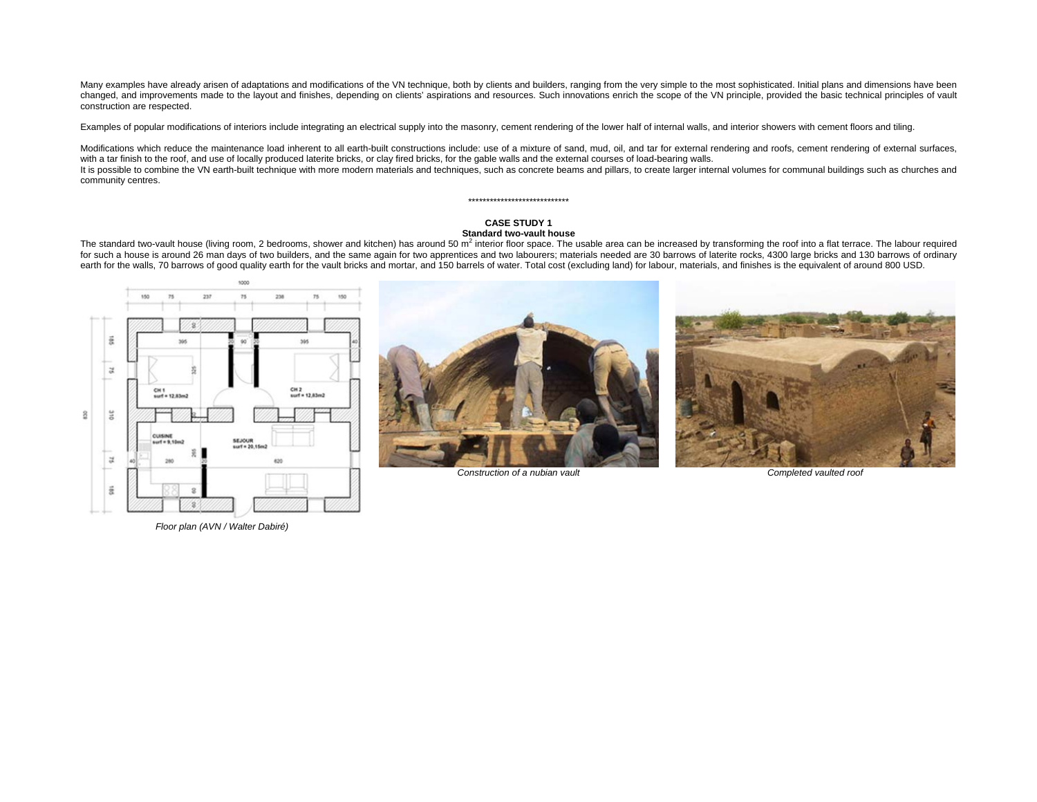Many examples have already arisen of adaptations and modifications of the VN technique, both by clients and builders, ranging from the very simple to the most sophisticated. Initial plans and dimensions have been changed, and improvements made to the layout and finishes, depending on clients' aspirations and resources. Such innovations enrich the scope of the VN principle, provided the basic technical principles of vault construction are respected.

Examples of popular modifications of interiors include integrating an electrical supply into the masonry, cement rendering of the lower half of internal walls, and interior showers with cement floors and tiling.

Modifications which reduce the maintenance load inherent to all earth-built constructions include: use of a mixture of sand, mud, oil, and tar for external rendering and roofs, cement rendering of external surfaces, with a tar finish to the roof, and use of locally produced laterite bricks, or clay fired bricks, for the gable walls and the external courses of load-bearing walls.
It is possible to combine the VN earth-built technique with more modern materials and techniques, such as concrete beams and pillars, to create larger internal volumes for communal buildings such as churches and community centres.

***************************

**CASE STUDY 1**
**Standard two-vault house**

The standard two-vault house (living room, 2 bedrooms, shower and kitchen) has around 50 $m^2$ interior floor space. The usable area can be increased by transforming the roof into a flat terrace. The labour required for such a house is around 26 man days of two builders, and the same again for two apprentices and two labourers; materials needed are 30 barrows of laterite rocks, 4300 large bricks and 130 barrows of ordinary earth for the walls, 70 barrows of good quality earth for the vault bricks and mortar, and 150 barrels of water. Total cost (excluding land) for labour, materials, and finishes is the equivalent of around 800 USD.

*Floor plan (AVN / Walter Dabiré)*

*Construction of a nubian vault*

*Completed vaulted roof*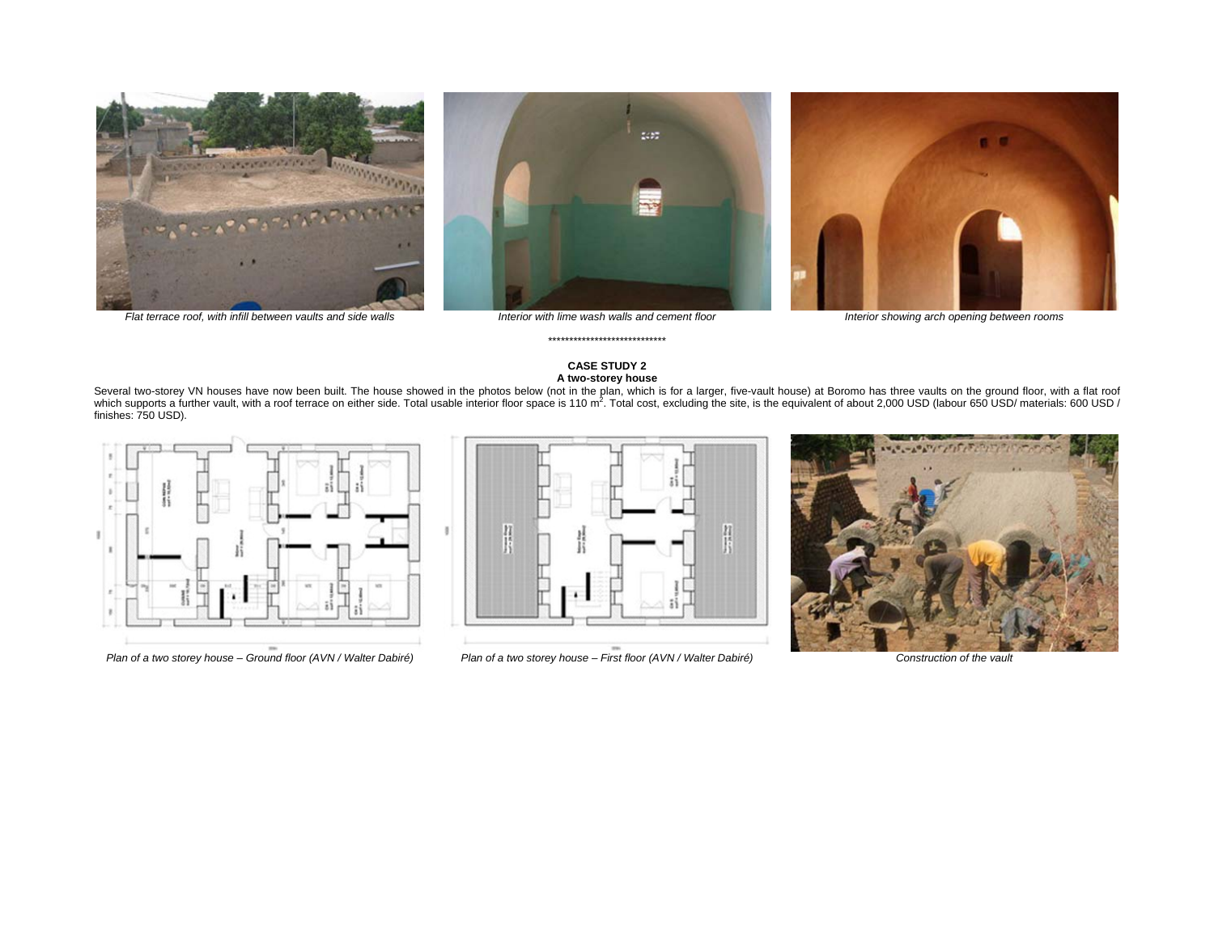*Flat terrace roof, with infill between vaults and side walls*

*Interior with lime wash walls and cement floor*

*Interior showing arch opening between rooms*

****************************

**CASE STUDY 2**
**A two-storey house**

Several two-storey VN houses have now been built. The house showed in the photos below (not in the plan, which is for a larger, five-vault house) at Boromo has three vaults on the ground floor, with a flat roof which supports a further vault, with a roof terrace on either side. Total usable interior floor space is 110 $m^2$. Total cost, excluding the site, is the equivalent of about 2,000 USD (labour 650 USD/ materials: 600 USD / finishes: 750 USD).

*Plan of a two storey house – Ground floor (AVN / Walter Dabiré)*

*Plan of a two storey house – First floor (AVN / Walter Dabiré)*

*Construction of the vault*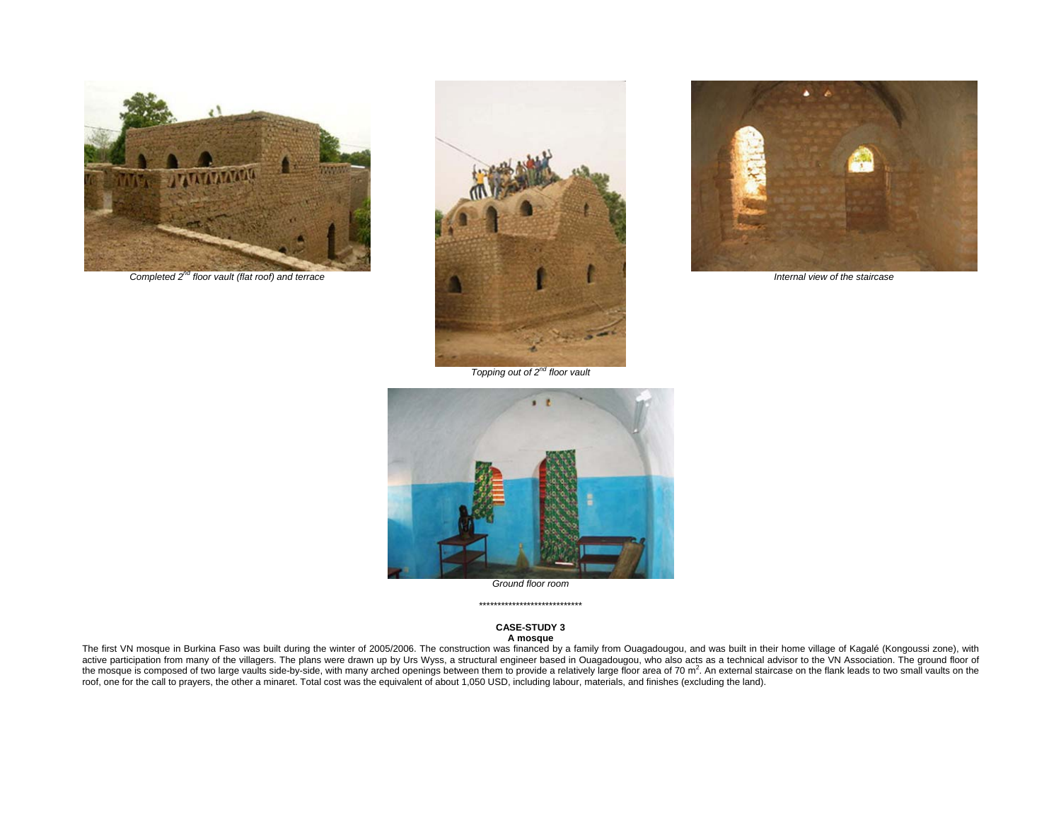Completed 2nd floor vault (flat roof) and terrace

Topping out of 2nd floor vault

Internal view of the staircase

Ground floor room

****************************

**CASE-STUDY 3**
**A mosque**

The first VN mosque in Burkina Faso was built during the winter of 2005/2006. The construction was financed by a family from Ouagadougou, and was built in their home village of Kagalé (Kongoussi zone), with active participation from many of the villagers. The plans were drawn up by Urs Wyss, a structural engineer based in Ouagadougou, who also acts as a technical advisor to the VN Association. The ground floor of the mosque is composed of two large vaults side-by-side, with many arched openings between them to provide a relatively large floor area of 70 $m^2$. An external staircase on the flank leads to two small vaults on the roof, one for the call to prayers, the other a minaret. Total cost was the equivalent of about 1,050 USD, including labour, materials, and finishes (excluding the land).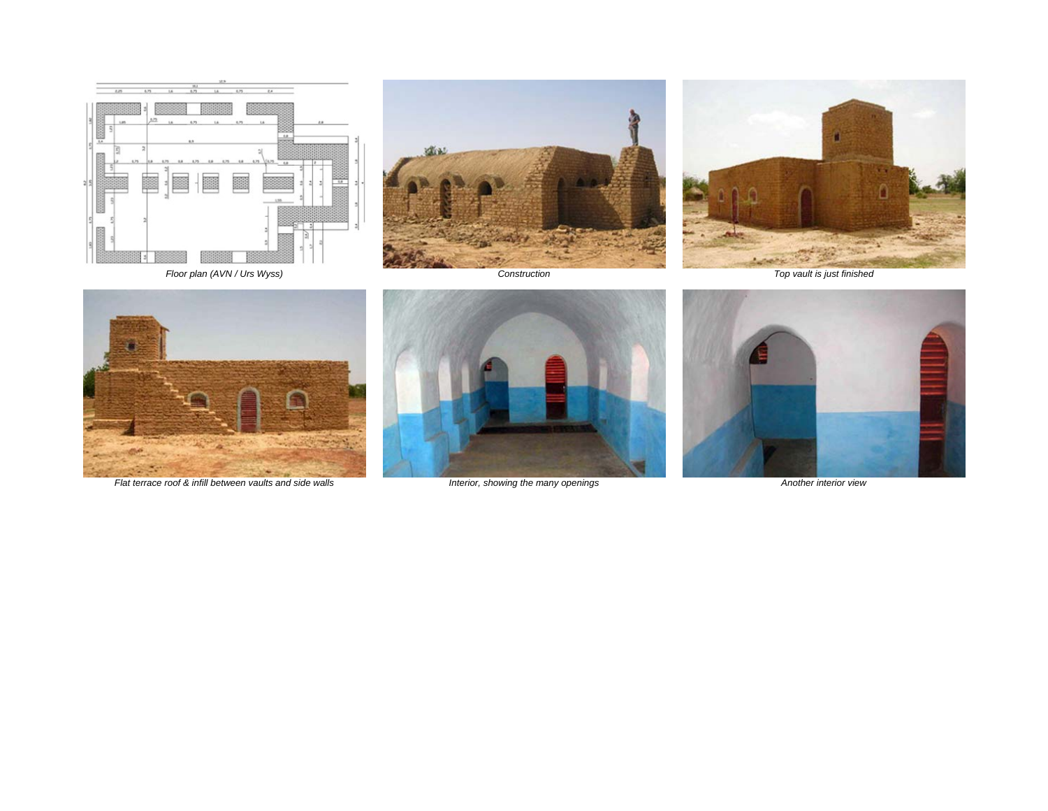Floor plan (AVN / Urs Wyss)

Construction

Top vault is just finished

Flat terrace roof & infill between vaults and side walls

Interior, showing the many openings

Another interior view